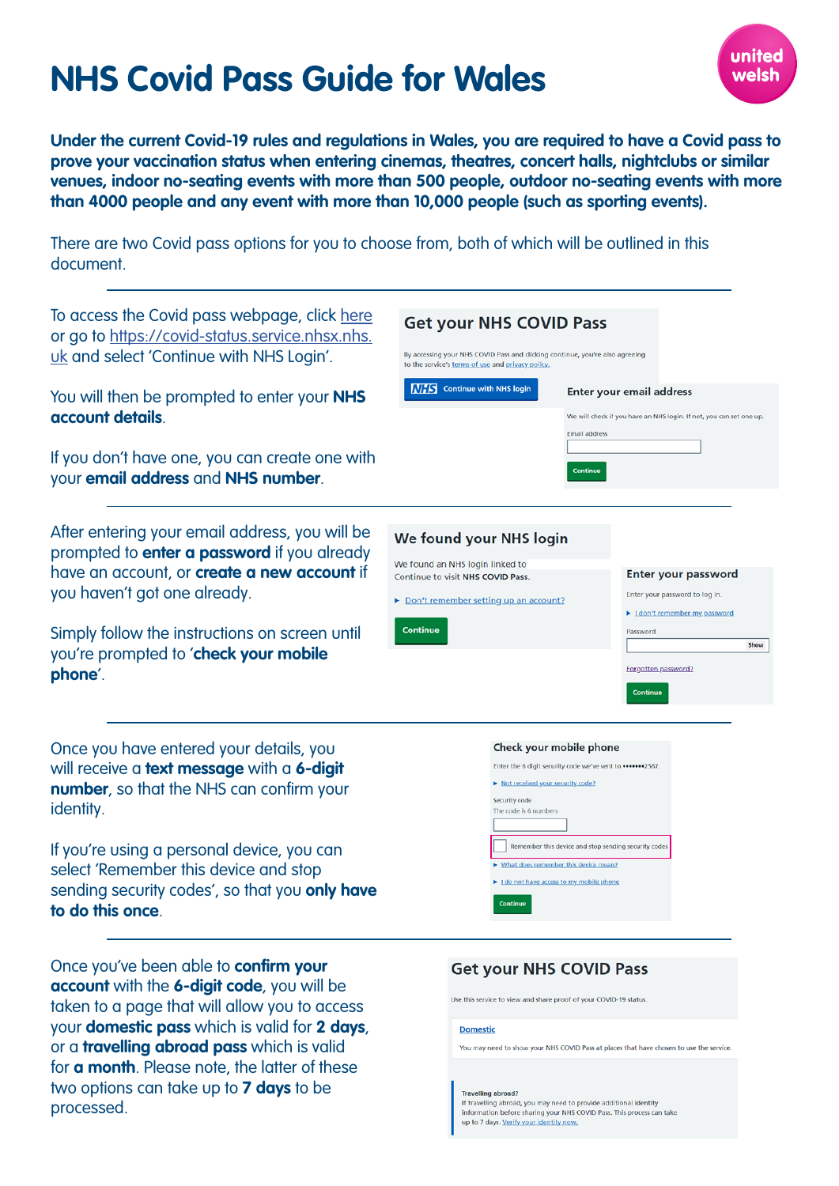# NHS Covid Pass Guide for Wales

united welsh

**Under the current Covid-19 rules and regulations in Wales, you are required to have a Covid pass to prove your vaccination status when entering cinemas, theatres, concert halls, nightclubs or similar venues, indoor no-seating events with more than 500 people, outdoor no-seating events with more than 4000 people and any event with more than 10,000 people (such as sporting events).**

There are two Covid pass options for you to choose from, both of which will be outlined in this document.

---

To access the Covid pass webpage, click here or go to https://covid-status.service.nhsx.nhs.uk and select 'Continue with NHS Login'.

You will then be prompted to enter your **NHS account details**.

If you don't have one, you can create one with your **email address** and **NHS number**.

**Get your NHS COVID Pass**

By accessing your NHS COVID Pass and clicking continue, you're also agreeing to the service's terms of use and privacy policy.

NHS Continue with NHS login

**Enter your email address**

We will check if you have an NHS login. If not, you can set one up.

Email address

Continue

---

After entering your email address, you will be prompted to **enter a password** if you already have an account, or **create a new account** if you haven't got one already.

Simply follow the instructions on screen until you're prompted to '**check your mobile phone**'.

**We found your NHS login**

We found an NHS login linked to

Continue to visit **NHS COVID Pass**.

▸ Don't remember setting up an account?

Continue

**Enter your password**

Enter your password to log in.

▸ I don't remember my password

Password

Show

Forgotten password?

Continue

---

Once you have entered your details, you will receive a **text message** with a **6-digit number**, so that the NHS can confirm your identity.

If you're using a personal device, you can select 'Remember this device and stop sending security codes', so that you **only have to do this once**.

**Check your mobile phone**

Enter the 6 digit security code we've sent to •••••••2567.

▸ Not received your security code?

Security code

The code is 6 numbers

Remember this device and stop sending security codes

▸ What does remember this device mean?

▸ I do not have access to my mobile phone

Continue

---

Once you've been able to **confirm your account** with the **6-digit code**, you will be taken to a page that will allow you to access your **domestic pass** which is valid for **2 days**, or a **travelling abroad pass** which is valid for **a month**. Please note, the latter of these two options can take up to **7 days** to be processed.

**Get your NHS COVID Pass**

Use this service to view and share proof of your COVID-19 status.

Domestic

You may need to show your NHS COVID Pass at places that have chosen to use the service.

Travelling abroad?

If travelling abroad, you may need to provide additional identity information before sharing your NHS COVID Pass. This process can take up to 7 days. Verify your identity now.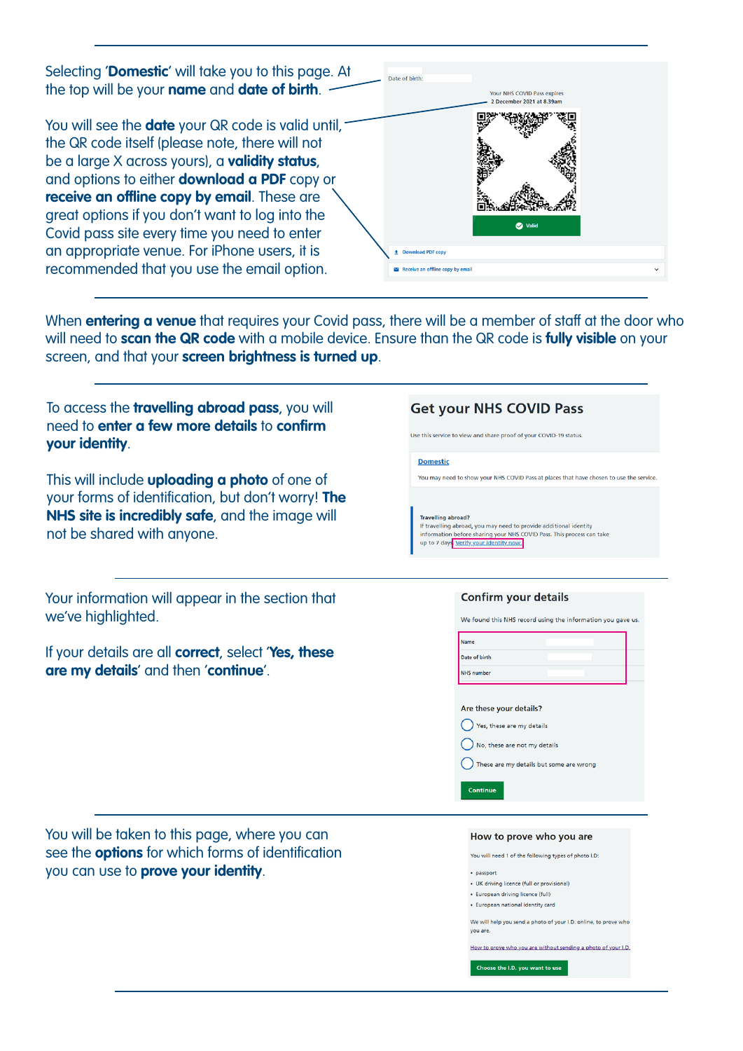Selecting '**Domestic**' will take you to this page. At the top will be your **name** and **date of birth**.

You will see the **date** your QR code is valid until, the QR code itself (please note, there will not be a large X across yours), a **validity status**, and options to either **download a PDF** copy or **receive an offline copy by email**. These are great options if you don't want to log into the Covid pass site every time you need to enter an appropriate venue. For iPhone users, it is recommended that you use the email option.

Date of birth:

Your NHS COVID Pass expires
2 December 2021 at 8.39am

Valid

Download PDF copy

Receive an offline copy by email

---

When **entering a venue** that requires your Covid pass, there will be a member of staff at the door who will need to **scan the QR code** with a mobile device. Ensure than the QR code is **fully visible** on your screen, and that your **screen brightness is turned up**.

---

To access the **travelling abroad pass**, you will need to **enter a few more details** to **confirm your identity**.

This will include **uploading a photo** of one of your forms of identification, but don't worry! **The NHS site is incredibly safe**, and the image will not be shared with anyone.

**Get your NHS COVID Pass**

Use this service to view and share proof of your COVID-19 status.

Domestic

You may need to show your NHS COVID Pass at places that have chosen to use the service.

Travelling abroad?
If travelling abroad, you may need to provide additional identity information before sharing your NHS COVID Pass. This process can take up to 7 days. Verify your identity now.

---

Your information will appear in the section that we've highlighted.

If your details are all **correct**, select '**Yes, these are my details**' and then '**continue**'.

**Confirm your details**

We found this NHS record using the information you gave us.

| | |
|---|---|
| Name | |
| Date of birth | |
| NHS number | |

Are these your details?

- Yes, these are my details
- No, these are not my details
- These are my details but some are wrong

Continue

---

You will be taken to this page, where you can see the **options** for which forms of identification you can use to **prove your identity**.

**How to prove who you are**

You will need 1 of the following types of photo I.D:

- passport
- UK driving licence (full or provisional)
- European driving licence (full)
- European national identity card

We will help you send a photo of your I.D. online, to prove who you are.

How to prove who you are without sending a photo of your I.D.

Choose the I.D. you want to use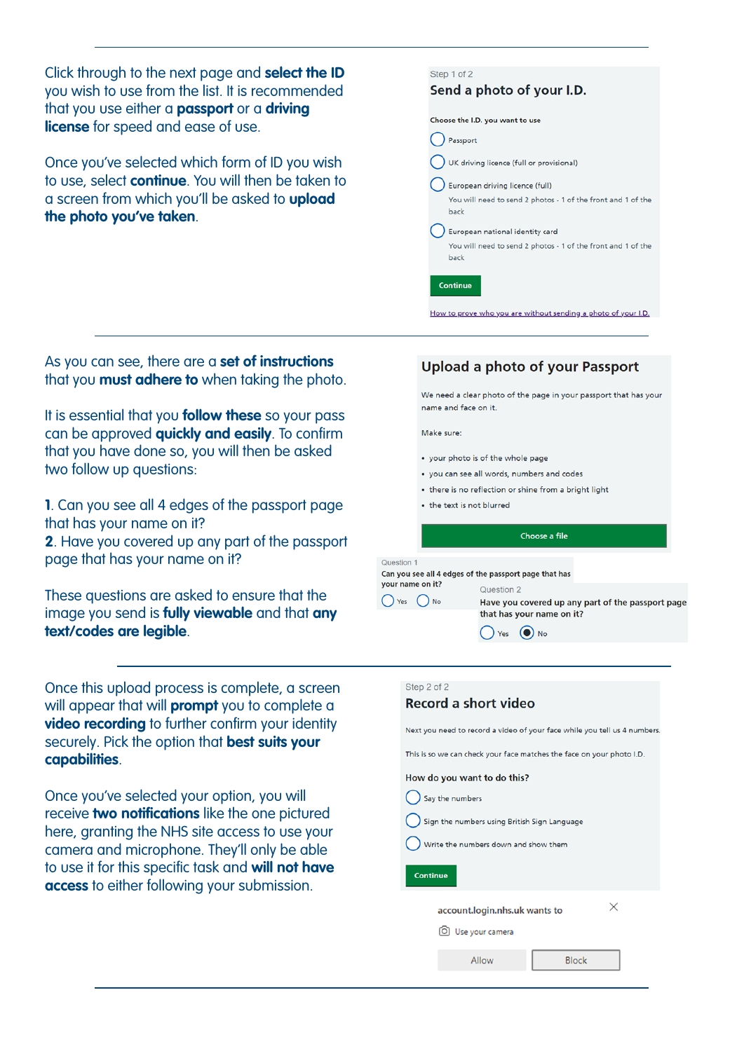Click through to the next page and **select the ID** you wish to use from the list. It is recommended that you use either a **passport** or a **driving license** for speed and ease of use.

Once you've selected which form of ID you wish to use, select **continue**. You will then be taken to a screen from which you'll be asked to **upload the photo you've taken**.

Step 1 of 2

**Send a photo of your I.D.**

**Choose the I.D. you want to use**

- Passport
- UK driving licence (full or provisional)
- European driving licence (full)
  You will need to send 2 photos - 1 of the front and 1 of the back
- European national identity card
  You will need to send 2 photos - 1 of the front and 1 of the back

**Continue**

How to prove who you are without sending a photo of your I.D.

---

As you can see, there are a **set of instructions** that you **must adhere to** when taking the photo.

It is essential that you **follow these** so your pass can be approved **quickly and easily**. To confirm that you have done so, you will then be asked two follow up questions:

**1**. Can you see all 4 edges of the passport page that has your name on it?
**2**. Have you covered up any part of the passport page that has your name on it?

These questions are asked to ensure that the image you send is **fully viewable** and that **any text/codes are legible**.

**Upload a photo of your Passport**

We need a clear photo of the page in your passport that has your name and face on it.

Make sure:

- your photo is of the whole page
- you can see all words, numbers and codes
- there is no reflection or shine from a bright light
- the text is not blurred

**Choose a file**

Question 1
**Can you see all 4 edges of the passport page that has your name on it?**
Yes No

Question 2
**Have you covered up any part of the passport page that has your name on it?**
Yes No

---

Once this upload process is complete, a screen will appear that will **prompt** you to complete a **video recording** to further confirm your identity securely. Pick the option that **best suits your capabilities**.

Once you've selected your option, you will receive **two notifications** like the one pictured here, granting the NHS site access to use your camera and microphone. They'll only be able to use it for this specific task and **will not have access** to either following your submission.

Step 2 of 2

**Record a short video**

Next you need to record a video of your face while you tell us 4 numbers.

This is so we can check your face matches the face on your photo I.D.

**How do you want to do this?**

- Say the numbers
- Sign the numbers using British Sign Language
- Write the numbers down and show them

**Continue**

account.login.nhs.uk wants to

Use your camera

Allow Block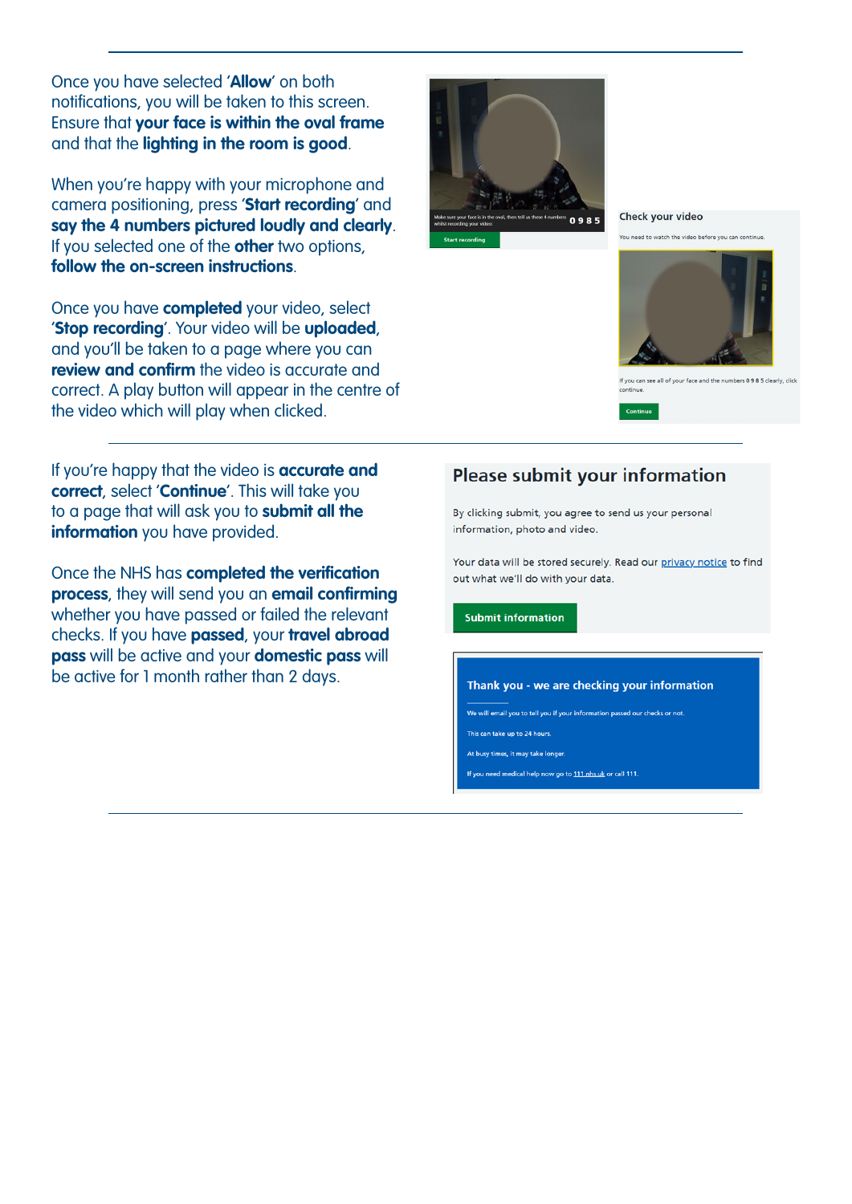Once you have selected '**Allow**' on both notifications, you will be taken to this screen. Ensure that **your face is within the oval frame** and that the **lighting in the room is good**.

When you're happy with your microphone and camera positioning, press '**Start recording**' and **say the 4 numbers pictured loudly and clearly**. If you selected one of the **other** two options, **follow the on-screen instructions**.

Once you have **completed** your video, select '**Stop recording**'. Your video will be **uploaded**, and you'll be taken to a page where you can **review and confirm** the video is accurate and correct. A play button will appear in the centre of the video which will play when clicked.

Make sure your face is in the oval, then tell us these 4 numbers whilst recording your video: 0 9 8 5

Start recording

Check your video

You need to watch the video before you can continue.

If you can see all of your face and the numbers 0 9 8 5 clearly, click continue.

Continue

---

If you're happy that the video is **accurate and correct**, select '**Continue**'. This will take you to a page that will ask you to **submit all the information** you have provided.

Once the NHS has **completed the verification process**, they will send you an **email confirming** whether you have passed or failed the relevant checks. If you have **passed**, your **travel abroad pass** will be active and your **domestic pass** will be active for 1 month rather than 2 days.

Please submit your information

By clicking submit, you agree to send us your personal information, photo and video.

Your data will be stored securely. Read our privacy notice to find out what we'll do with your data.

Submit information

Thank you - we are checking your information

We will email you to tell you if your information passed our checks or not.

This can take up to 24 hours.

At busy times, it may take longer.

If you need medical help now go to 111.nhs.uk or call 111.